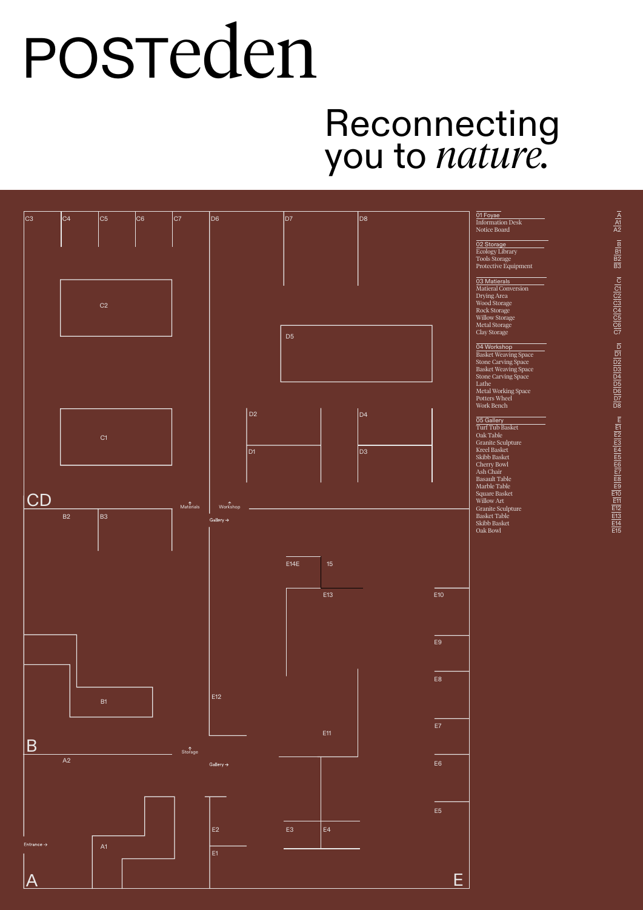# POSTeden

## Reconnecting you to *nature.*

| 01 Foyae | A |
|---|---|
| Information Desk | A1 |
| Notice Board | A2 |
| **02 Storage** | **B** |
| Ecology Library | B1 |
| Tools Storage | B2 |
| Protective Equipment | B3 |
| **03 Matierals** | **C** |
| Matieral Conversion | C1 |
| Drying Area | C2 |
| Wood Storage | C3 |
| Rock Storage | C4 |
| Willow Storage | C5 |
| Metal Storage | C6 |
| Clay Storage | C7 |
| **04 Workshop** | **D** |
| Basket Weaving Space | D1 |
| Stone Carving Space | D2 |
| Basket Weaving Space | D3 |
| Stone Carving Space | D4 |
| Lathe | D5 |
| Metal Working Space | D6 |
| Potters Wheel | D7 |
| Work Bench | D8 |
| **05 Gallery** | **E** |
| Turf Tub Basket | E1 |
| Oak Table | E2 |
| Granite Sculpture | E3 |
| Kreel Basket | E4 |
| Skibb Basket | E5 |
| Cherry Bowl | E6 |
| Ash Chair | E7 |
| Basault Table | E8 |
| Marble Table | E9 |
| Square Basket | E10 |
| Willow Art | E11 |
| Granite Sculpture | E12 |
| Basket Table | E13 |
| Skibb Basket | E14 |
| Oak Bowl | E15 |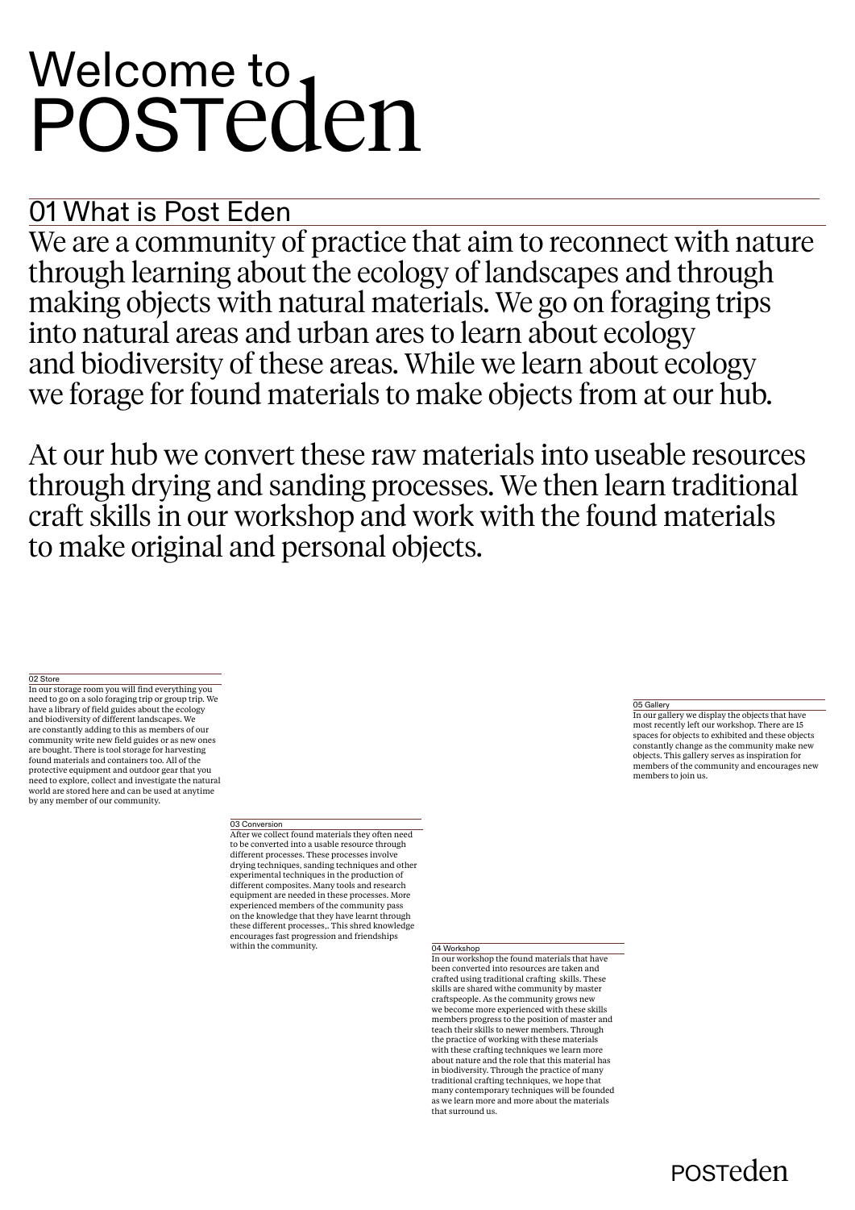# Welcome to POSTeden

## 01 What is Post Eden

We are a community of practice that aim to reconnect with nature through learning about the ecology of landscapes and through making objects with natural materials. We go on foraging trips into natural areas and urban ares to learn about ecology and biodiversity of these areas. While we learn about ecology we forage for found materials to make objects from at our hub.

At our hub we convert these raw materials into useable resources through drying and sanding processes. We then learn traditional craft skills in our workshop and work with the found materials to make original and personal objects.

### 02 Store

In our storage room you will find everything you need to go on a solo foraging trip or group trip. We have a library of field guides about the ecology and biodiversity of different landscapes. We are constantly adding to this as members of our community write new field guides or as new ones are bought. There is tool storage for harvesting found materials and containers too. All of the protective equipment and outdoor gear that you need to explore, collect and investigate the natural world are stored here and can be used at anytime by any member of our community.

### 03 Conversion

After we collect found materials they often need to be converted into a usable resource through different processes. These processes involve drying techniques, sanding techniques and other experimental techniques in the production of different composites. Many tools and research equipment are needed in these processes. More experienced members of the community pass on the knowledge that they have learnt through these different processes,. This shred knowledge encourages fast progression and friendships within the community.

### 04 Workshop

In our workshop the found materials that have been converted into resources are taken and crafted using traditional crafting skills. These skills are shared withe community by master craftspeople. As the community grows new we become more experienced with these skills members progress to the position of master and teach their skills to newer members. Through the practice of working with these materials with these crafting techniques we learn more about nature and the role that this material has in biodiversity. Through the practice of many traditional crafting techniques, we hope that many contemporary techniques will be founded as we learn more and more about the materials that surround us.

### 05 Gallery

In our gallery we display the objects that have most recently left our workshop. There are 15 spaces for objects to exhibited and these objects constantly change as the community make new objects. This gallery serves as inspiration for members of the community and encourages new members to join us.

POSTeden